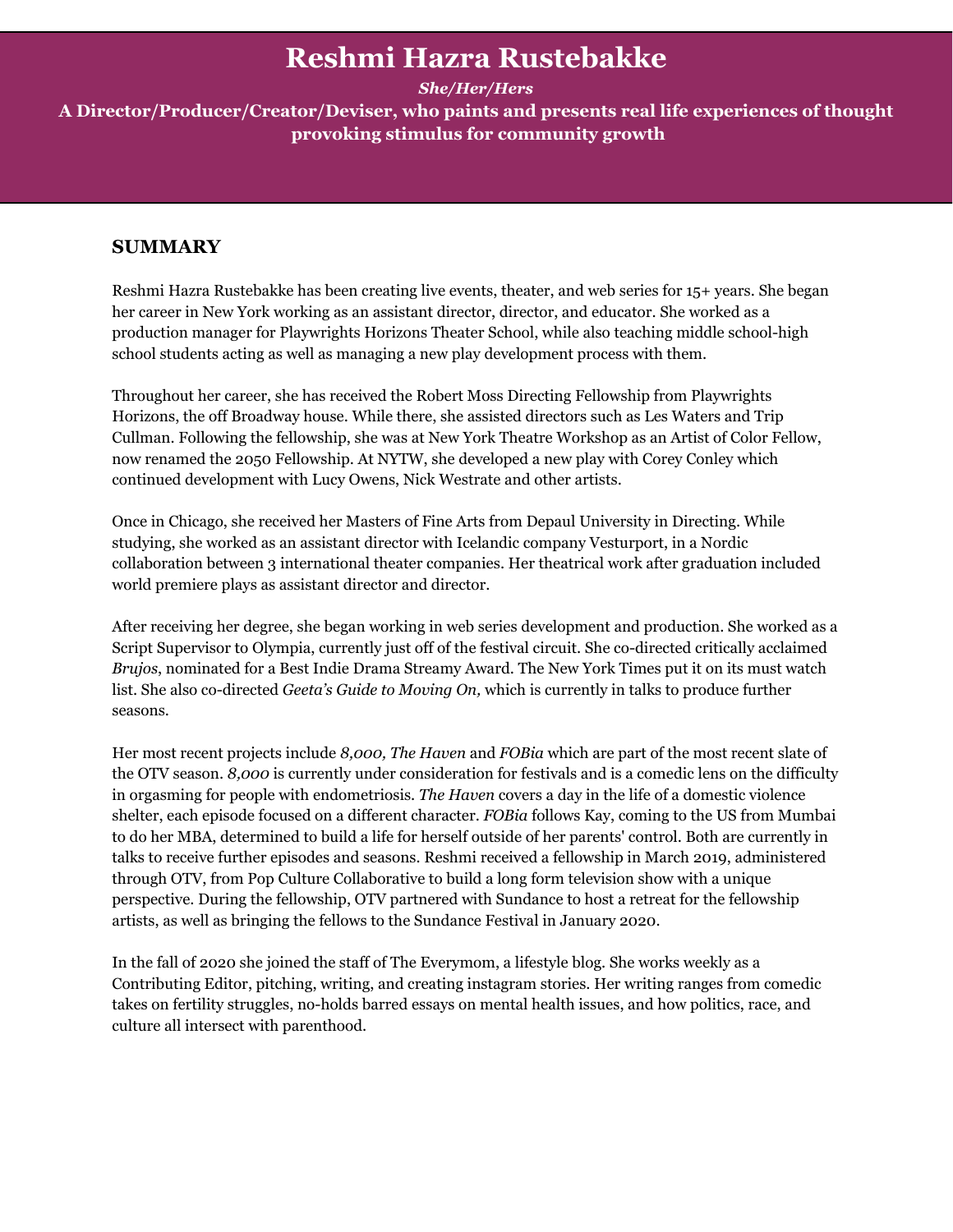# Reshmi Hazra Rustebakke

***She/Her/Hers***

**A Director/Producer/Creator/Deviser, who paints and presents real life experiences of thought provoking stimulus for community growth**

## SUMMARY

Reshmi Hazra Rustebakke has been creating live events, theater, and web series for 15+ years. She began her career in New York working as an assistant director, director, and educator. She worked as a production manager for Playwrights Horizons Theater School, while also teaching middle school-high school students acting as well as managing a new play development process with them.

Throughout her career, she has received the Robert Moss Directing Fellowship from Playwrights Horizons, the off Broadway house. While there, she assisted directors such as Les Waters and Trip Cullman. Following the fellowship, she was at New York Theatre Workshop as an Artist of Color Fellow, now renamed the 2050 Fellowship. At NYTW, she developed a new play with Corey Conley which continued development with Lucy Owens, Nick Westrate and other artists.

Once in Chicago, she received her Masters of Fine Arts from Depaul University in Directing. While studying, she worked as an assistant director with Icelandic company Vesturport, in a Nordic collaboration between 3 international theater companies. Her theatrical work after graduation included world premiere plays as assistant director and director.

After receiving her degree, she began working in web series development and production. She worked as a Script Supervisor to Olympia, currently just off of the festival circuit. She co-directed critically acclaimed *Brujos*, nominated for a Best Indie Drama Streamy Award. The New York Times put it on its must watch list. She also co-directed *Geeta's Guide to Moving On,* which is currently in talks to produce further seasons.

Her most recent projects include *8,000, The Haven* and *FOBia* which are part of the most recent slate of the OTV season. *8,000* is currently under consideration for festivals and is a comedic lens on the difficulty in orgasming for people with endometriosis. *The Haven* covers a day in the life of a domestic violence shelter, each episode focused on a different character. *FOBia* follows Kay, coming to the US from Mumbai to do her MBA, determined to build a life for herself outside of her parents' control. Both are currently in talks to receive further episodes and seasons. Reshmi received a fellowship in March 2019, administered through OTV, from Pop Culture Collaborative to build a long form television show with a unique perspective. During the fellowship, OTV partnered with Sundance to host a retreat for the fellowship artists, as well as bringing the fellows to the Sundance Festival in January 2020.

In the fall of 2020 she joined the staff of The Everymom, a lifestyle blog. She works weekly as a Contributing Editor, pitching, writing, and creating instagram stories. Her writing ranges from comedic takes on fertility struggles, no-holds barred essays on mental health issues, and how politics, race, and culture all intersect with parenthood.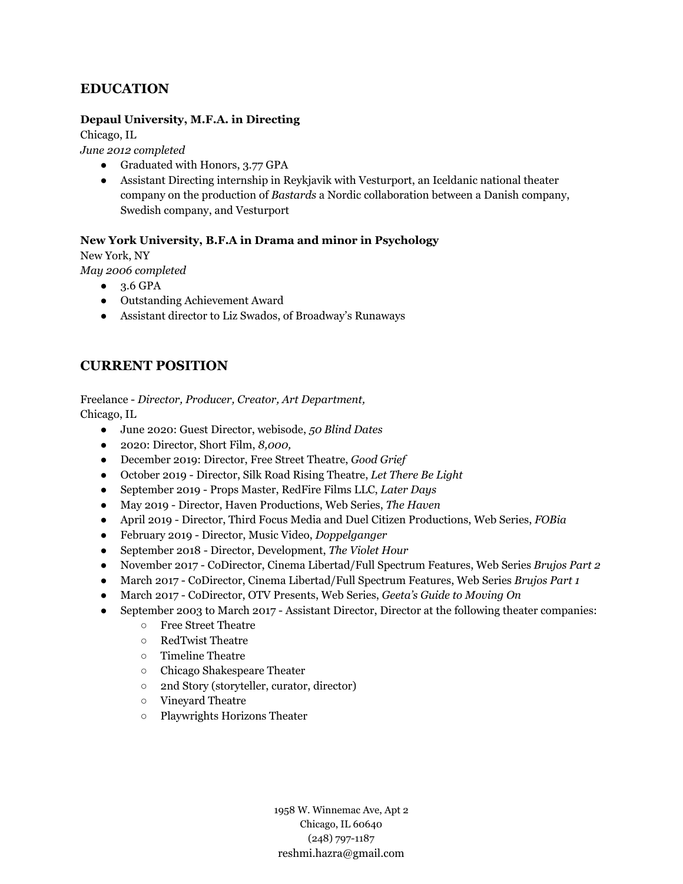## EDUCATION

**Depaul University, M.F.A. in Directing**
Chicago, IL
*June 2012 completed*

- Graduated with Honors, 3.77 GPA
- Assistant Directing internship in Reykjavik with Vesturport, an Iceldanic national theater company on the production of *Bastards* a Nordic collaboration between a Danish company, Swedish company, and Vesturport

**New York University, B.F.A in Drama and minor in Psychology**
New York, NY
*May 2006 completed*

- 3.6 GPA
- Outstanding Achievement Award
- Assistant director to Liz Swados, of Broadway's Runaways

## CURRENT POSITION

Freelance - *Director, Producer, Creator, Art Department,*
Chicago, IL

- June 2020: Guest Director, webisode, *50 Blind Dates*
- 2020: Director, Short Film, *8,000,*
- December 2019: Director, Free Street Theatre, *Good Grief*
- October 2019 - Director, Silk Road Rising Theatre, *Let There Be Light*
- September 2019 - Props Master, RedFire Films LLC, *Later Days*
- May 2019 - Director, Haven Productions, Web Series, *The Haven*
- April 2019 - Director, Third Focus Media and Duel Citizen Productions, Web Series, *FOBia*
- February 2019 - Director, Music Video, *Doppelganger*
- September 2018 - Director, Development, *The Violet Hour*
- November 2017 - CoDirector, Cinema Libertad/Full Spectrum Features, Web Series *Brujos Part 2*
- March 2017 - CoDirector, Cinema Libertad/Full Spectrum Features, Web Series *Brujos Part 1*
- March 2017 - CoDirector, OTV Presents, Web Series, *Geeta's Guide to Moving On*
- September 2003 to March 2017 - Assistant Director, Director at the following theater companies:
  - Free Street Theatre
  - RedTwist Theatre
  - Timeline Theatre
  - Chicago Shakespeare Theater
  - 2nd Story (storyteller, curator, director)
  - Vineyard Theatre
  - Playwrights Horizons Theater

1958 W. Winnemac Ave, Apt 2
Chicago, IL 60640
(248) 797-1187
reshmi.hazra@gmail.com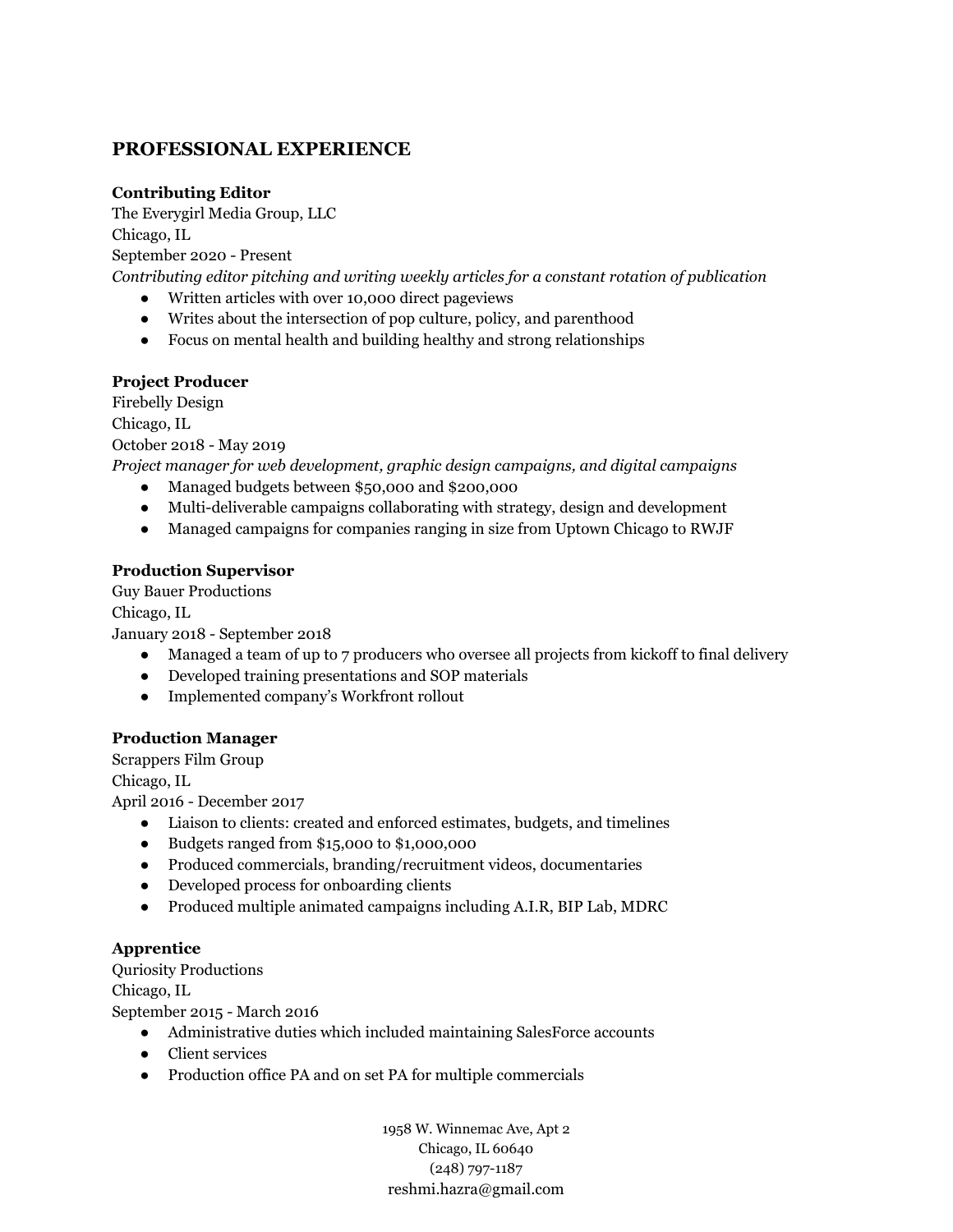## PROFESSIONAL EXPERIENCE

**Contributing Editor**
The Everygirl Media Group, LLC
Chicago, IL
September 2020 - Present
*Contributing editor pitching and writing weekly articles for a constant rotation of publication*

- Written articles with over 10,000 direct pageviews
- Writes about the intersection of pop culture, policy, and parenthood
- Focus on mental health and building healthy and strong relationships

**Project Producer**
Firebelly Design
Chicago, IL
October 2018 - May 2019
*Project manager for web development, graphic design campaigns, and digital campaigns*

- Managed budgets between $50,000 and $200,000
- Multi-deliverable campaigns collaborating with strategy, design and development
- Managed campaigns for companies ranging in size from Uptown Chicago to RWJF

**Production Supervisor**
Guy Bauer Productions
Chicago, IL
January 2018 - September 2018

- Managed a team of up to 7 producers who oversee all projects from kickoff to final delivery
- Developed training presentations and SOP materials
- Implemented company's Workfront rollout

**Production Manager**
Scrappers Film Group
Chicago, IL
April 2016 - December 2017

- Liaison to clients: created and enforced estimates, budgets, and timelines
- Budgets ranged from $15,000 to $1,000,000
- Produced commercials, branding/recruitment videos, documentaries
- Developed process for onboarding clients
- Produced multiple animated campaigns including A.I.R, BIP Lab, MDRC

**Apprentice**
Quriosity Productions
Chicago, IL
September 2015 - March 2016

- Administrative duties which included maintaining SalesForce accounts
- Client services
- Production office PA and on set PA for multiple commercials

1958 W. Winnemac Ave, Apt 2
Chicago, IL 60640
(248) 797-1187
reshmi.hazra@gmail.com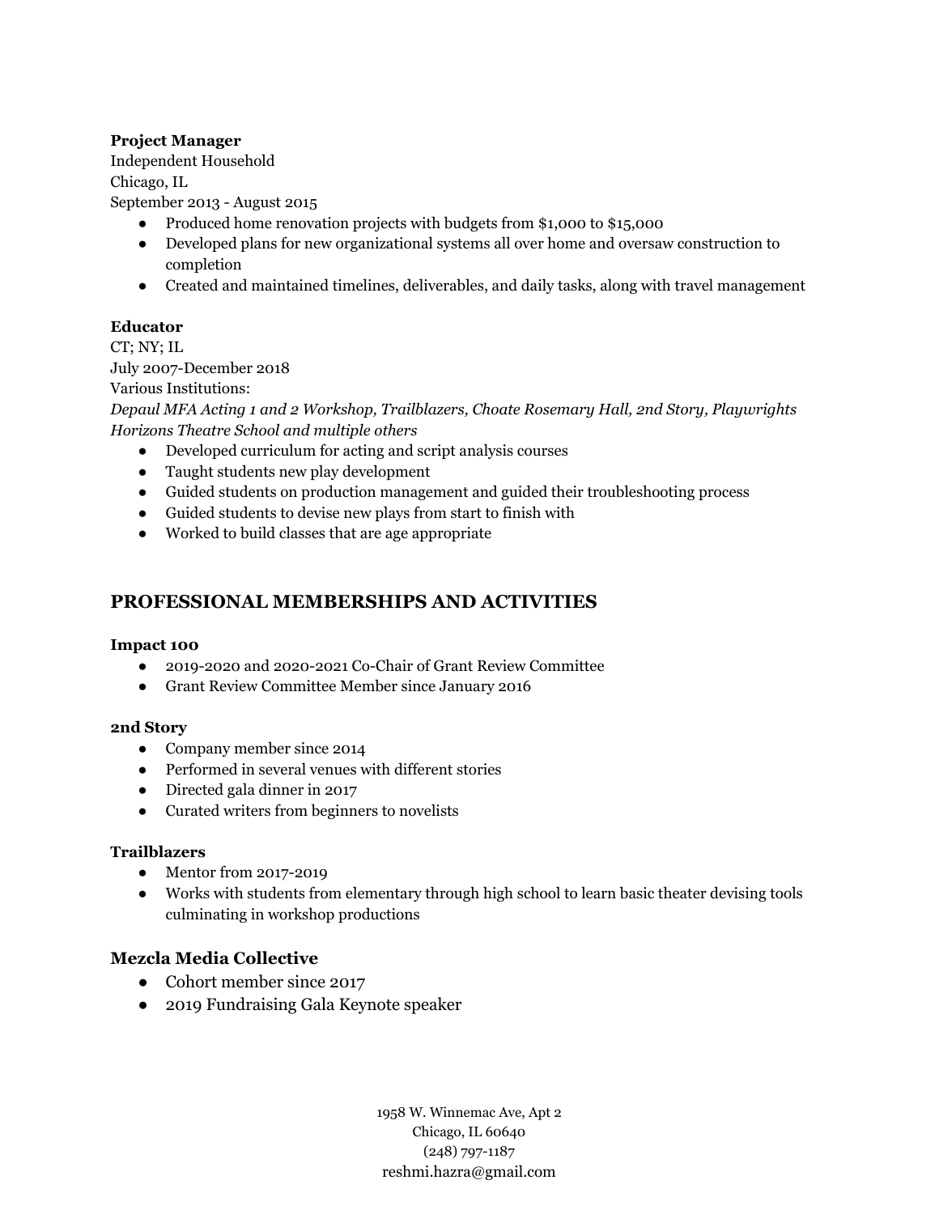**Project Manager**
Independent Household
Chicago, IL
September 2013 - August 2015

- Produced home renovation projects with budgets from $1,000 to $15,000
- Developed plans for new organizational systems all over home and oversaw construction to completion
- Created and maintained timelines, deliverables, and daily tasks, along with travel management

**Educator**
CT; NY; IL
July 2007-December 2018
Various Institutions:
*Depaul MFA Acting 1 and 2 Workshop, Trailblazers, Choate Rosemary Hall, 2nd Story, Playwrights Horizons Theatre School and multiple others*

- Developed curriculum for acting and script analysis courses
- Taught students new play development
- Guided students on production management and guided their troubleshooting process
- Guided students to devise new plays from start to finish with
- Worked to build classes that are age appropriate

## PROFESSIONAL MEMBERSHIPS AND ACTIVITIES

**Impact 100**

- 2019-2020 and 2020-2021 Co-Chair of Grant Review Committee
- Grant Review Committee Member since January 2016

**2nd Story**

- Company member since 2014
- Performed in several venues with different stories
- Directed gala dinner in 2017
- Curated writers from beginners to novelists

**Trailblazers**

- Mentor from 2017-2019
- Works with students from elementary through high school to learn basic theater devising tools culminating in workshop productions

### Mezcla Media Collective

- Cohort member since 2017
- 2019 Fundraising Gala Keynote speaker

1958 W. Winnemac Ave, Apt 2
Chicago, IL 60640
(248) 797-1187
reshmi.hazra@gmail.com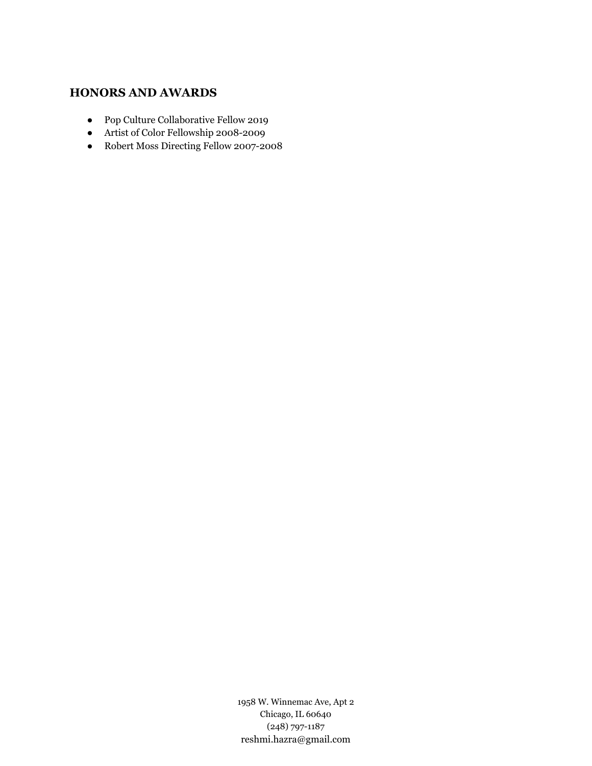## HONORS AND AWARDS

- Pop Culture Collaborative Fellow 2019
- Artist of Color Fellowship 2008-2009
- Robert Moss Directing Fellow 2007-2008